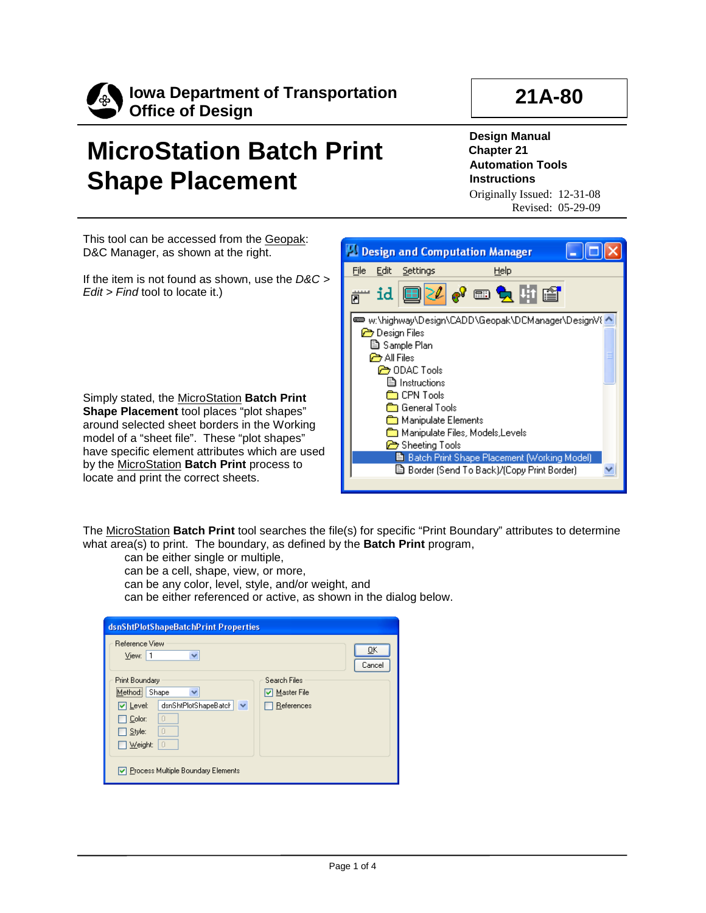**Iowa Department of Transportation**
**Office of Design**

**21A-80**

# MicroStation Batch Print Shape Placement

**Design Manual**
**Chapter 21**
**Automation Tools**
**Instructions**

Originally Issued: 12-31-08
Revised: 05-29-09

This tool can be accessed from the Geopak: D&C Manager, as shown at the right.

If the item is not found as shown, use the *D&C > Edit > Find* tool to locate it.)

Simply stated, the MicroStation **Batch Print Shape Placement** tool places "plot shapes" around selected sheet borders in the Working model of a "sheet file". These "plot shapes" have specific element attributes which are used by the MicroStation **Batch Print** process to locate and print the correct sheets.

The MicroStation **Batch Print** tool searches the file(s) for specific "Print Boundary" attributes to determine what area(s) to print. The boundary, as defined by the **Batch Print** program,

- can be either single or multiple,
- can be a cell, shape, view, or more,
- can be any color, level, style, and/or weight, and
- can be either referenced or active, as shown in the dialog below.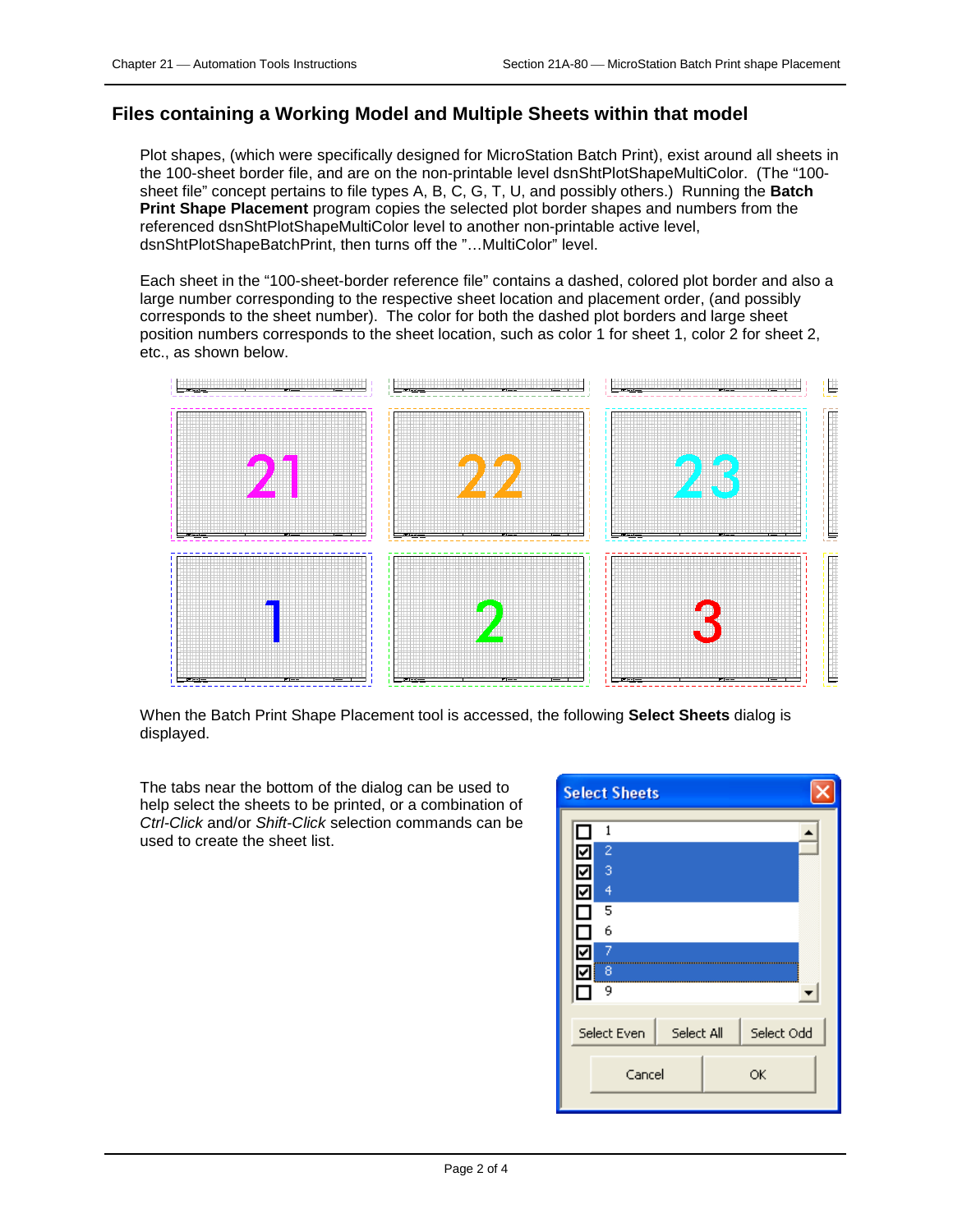## Files containing a Working Model and Multiple Sheets within that model

Plot shapes, (which were specifically designed for MicroStation Batch Print), exist around all sheets in the 100-sheet border file, and are on the non-printable level dsnShtPlotShapeMultiColor. (The "100-sheet file" concept pertains to file types A, B, C, G, T, U, and possibly others.) Running the **Batch Print Shape Placement** program copies the selected plot border shapes and numbers from the referenced dsnShtPlotShapeMultiColor level to another non-printable active level, dsnShtPlotShapeBatchPrint, then turns off the "…MultiColor" level.

Each sheet in the "100-sheet-border reference file" contains a dashed, colored plot border and also a large number corresponding to the respective sheet location and placement order, (and possibly corresponds to the sheet number). The color for both the dashed plot borders and large sheet position numbers corresponds to the sheet location, such as color 1 for sheet 1, color 2 for sheet 2, etc., as shown below.

When the Batch Print Shape Placement tool is accessed, the following **Select Sheets** dialog is displayed.

The tabs near the bottom of the dialog can be used to help select the sheets to be printed, or a combination of *Ctrl-Click* and/or *Shift-Click* selection commands can be used to create the sheet list.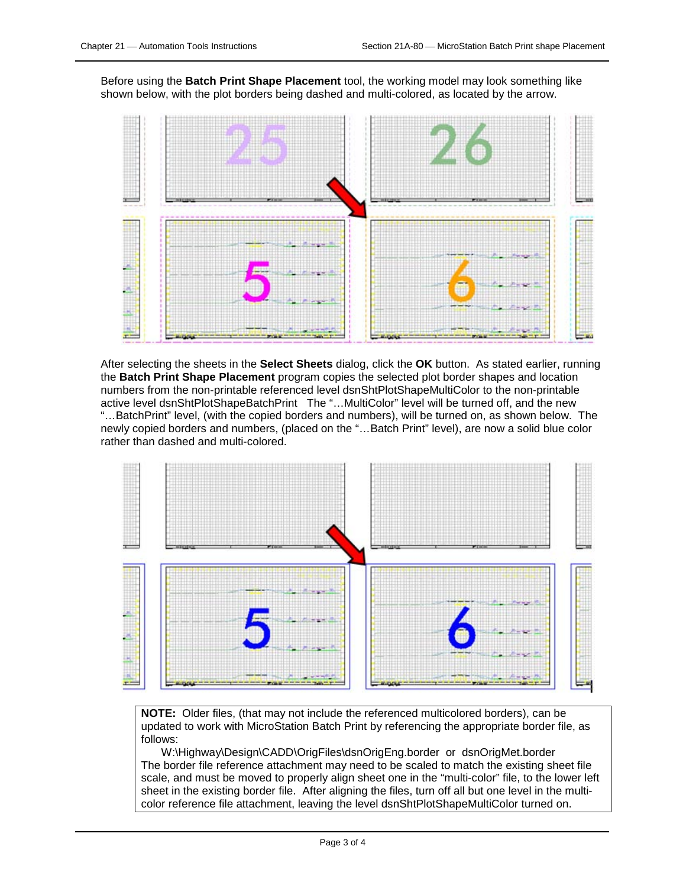Before using the **Batch Print Shape Placement** tool, the working model may look something like shown below, with the plot borders being dashed and multi-colored, as located by the arrow.

After selecting the sheets in the **Select Sheets** dialog, click the **OK** button. As stated earlier, running the **Batch Print Shape Placement** program copies the selected plot border shapes and location numbers from the non-printable referenced level dsnShtPlotShapeMultiColor to the non-printable active level dsnShtPlotShapeBatchPrint The "…MultiColor" level will be turned off, and the new "…BatchPrint" level, (with the copied borders and numbers), will be turned on, as shown below. The newly copied borders and numbers, (placed on the "…Batch Print" level), are now a solid blue color rather than dashed and multi-colored.

> **NOTE:** Older files, (that may not include the referenced multicolored borders), can be updated to work with MicroStation Batch Print by referencing the appropriate border file, as follows:
>
> W:\Highway\Design\CADD\OrigFiles\dsnOrigEng.border or dsnOrigMet.border
>
> The border file reference attachment may need to be scaled to match the existing sheet file scale, and must be moved to properly align sheet one in the "multi-color" file, to the lower left sheet in the existing border file. After aligning the files, turn off all but one level in the multi-color reference file attachment, leaving the level dsnShtPlotShapeMultiColor turned on.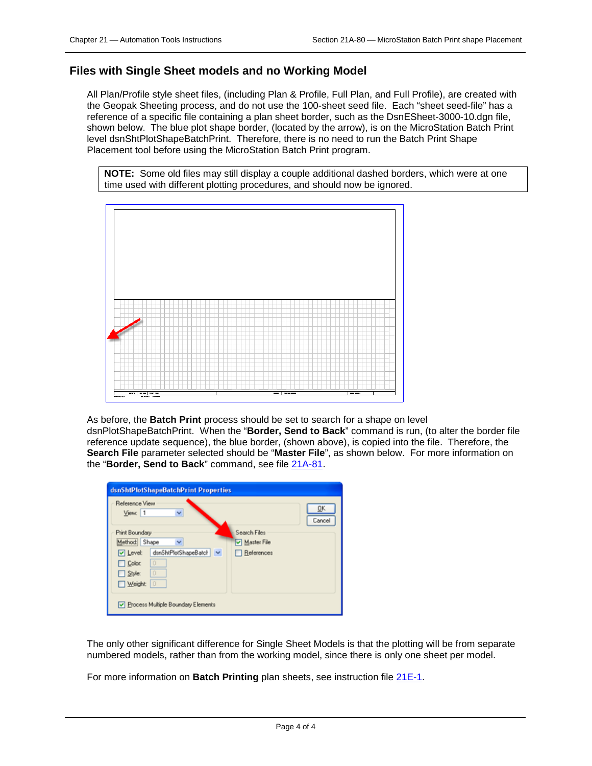## Files with Single Sheet models and no Working Model

All Plan/Profile style sheet files, (including Plan & Profile, Full Plan, and Full Profile), are created with the Geopak Sheeting process, and do not use the 100-sheet seed file. Each "sheet seed-file" has a reference of a specific file containing a plan sheet border, such as the DsnESheet-3000-10.dgn file, shown below. The blue plot shape border, (located by the arrow), is on the MicroStation Batch Print level dsnShtPlotShapeBatchPrint. Therefore, there is no need to run the Batch Print Shape Placement tool before using the MicroStation Batch Print program.

> **NOTE:** Some old files may still display a couple additional dashed borders, which were at one time used with different plotting procedures, and should now be ignored.

As before, the **Batch Print** process should be set to search for a shape on level dsnPlotShapeBatchPrint. When the "**Border, Send to Back**" command is run, (to alter the border file reference update sequence), the blue border, (shown above), is copied into the file. Therefore, the **Search File** parameter selected should be "**Master File**", as shown below. For more information on the "**Border, Send to Back**" command, see file 21A-81.

The only other significant difference for Single Sheet Models is that the plotting will be from separate numbered models, rather than from the working model, since there is only one sheet per model.

For more information on **Batch Printing** plan sheets, see instruction file 21E-1.